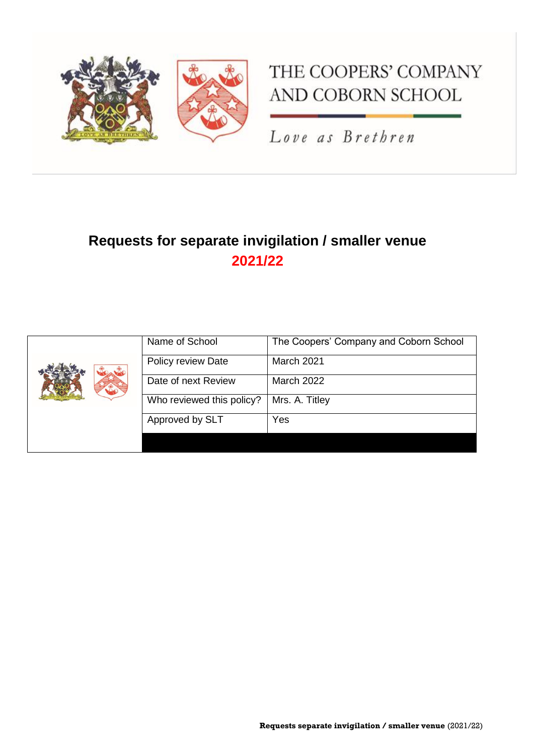THE COOPERS' COMPANY AND COBORN SCHOOL

*Love as Brethren*

# Requests for separate invigilation / smaller venue

## 2021/22

| | | |
|---|---|---|
| | Name of School | The Coopers' Company and Coborn School |
| | Policy review Date | March 2021 |
| | Date of next Review | March 2022 |
| | Who reviewed this policy? | Mrs. A. Titley |
| | Approved by SLT | Yes |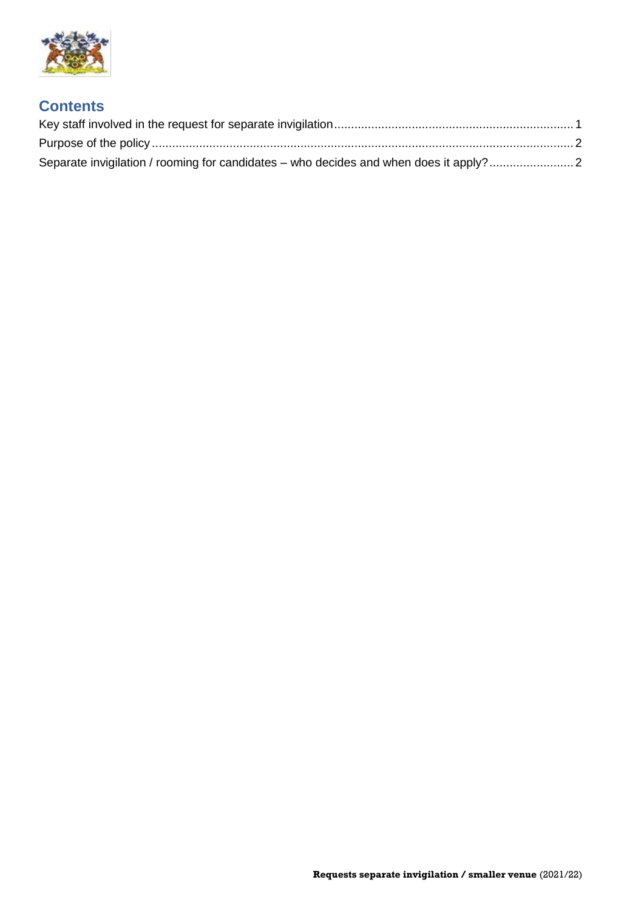## Contents

Key staff involved in the request for separate invigilation....... 1

Purpose of the policy....... 2

Separate invigilation / rooming for candidates – who decides and when does it apply?....... 2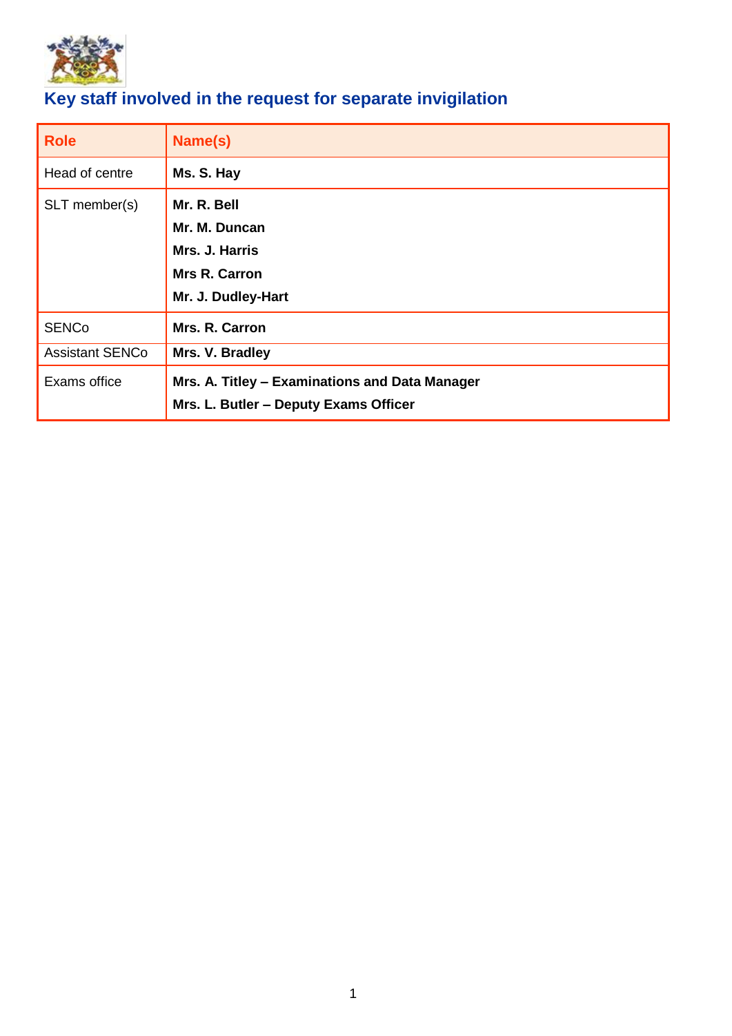## Key staff involved in the request for separate invigilation

| Role | Name(s) |
| --- | --- |
| Head of centre | **Ms. S. Hay** |
| SLT member(s) | **Mr. R. Bell**<br>**Mr. M. Duncan**<br>**Mrs. J. Harris**<br>**Mrs R. Carron**<br>**Mr. J. Dudley-Hart** |
| SENCo | **Mrs. R. Carron** |
| Assistant SENCo | **Mrs. V. Bradley** |
| Exams office | **Mrs. A. Titley – Examinations and Data Manager**<br>**Mrs. L. Butler – Deputy Exams Officer** |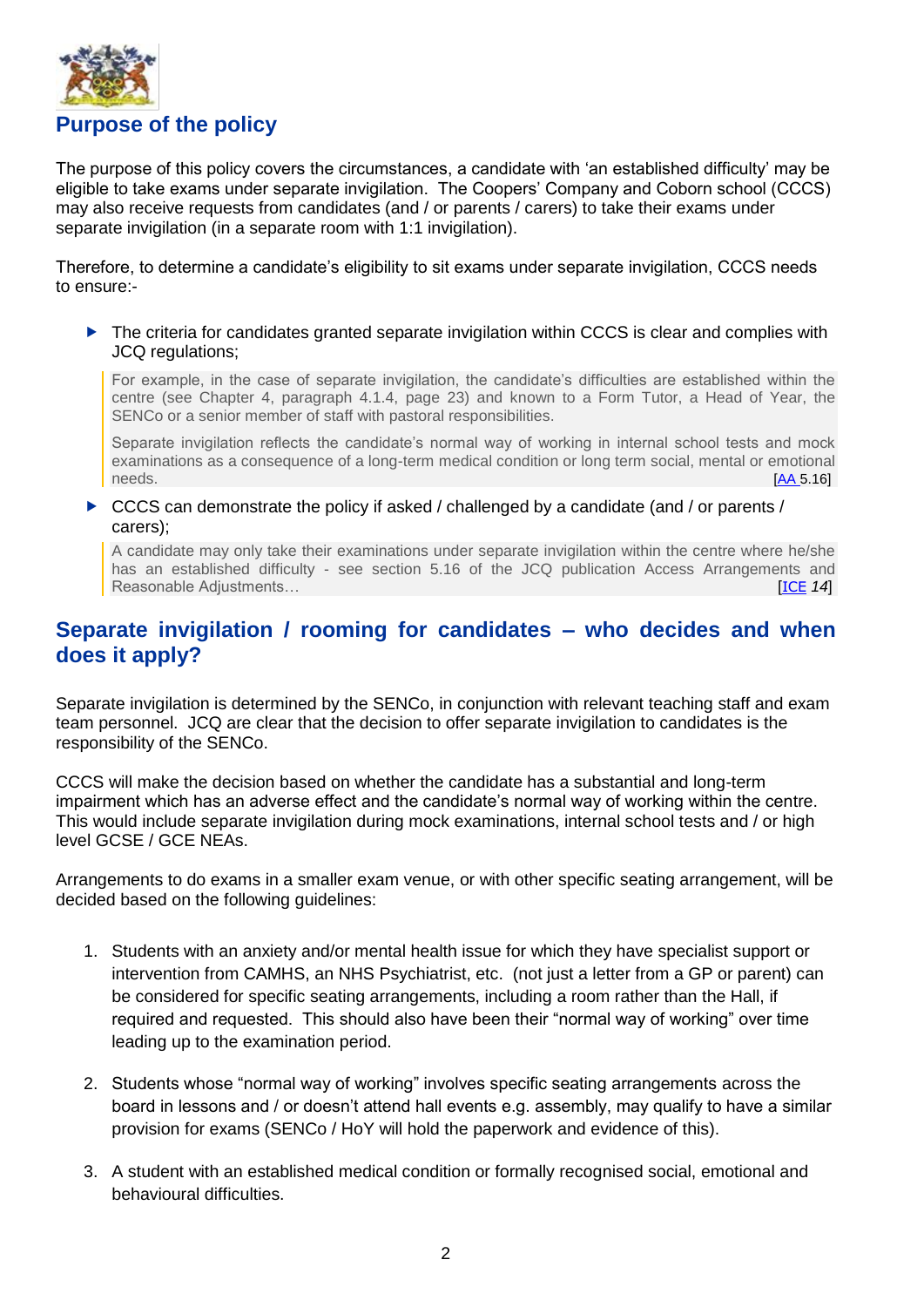## Purpose of the policy

The purpose of this policy covers the circumstances, a candidate with 'an established difficulty' may be eligible to take exams under separate invigilation. The Coopers' Company and Coborn school (CCCS) may also receive requests from candidates (and / or parents / carers) to take their exams under separate invigilation (in a separate room with 1:1 invigilation).

Therefore, to determine a candidate's eligibility to sit exams under separate invigilation, CCCS needs to ensure:-

- The criteria for candidates granted separate invigilation within CCCS is clear and complies with JCQ regulations;

  > For example, in the case of separate invigilation, the candidate's difficulties are established within the centre (see Chapter 4, paragraph 4.1.4, page 23) and known to a Form Tutor, a Head of Year, the SENCo or a senior member of staff with pastoral responsibilities.
  >
  > Separate invigilation reflects the candidate's normal way of working in internal school tests and mock examinations as a consequence of a long-term medical condition or long term social, mental or emotional needs. [AA 5.16]

- CCCS can demonstrate the policy if asked / challenged by a candidate (and / or parents / carers);

  > A candidate may only take their examinations under separate invigilation within the centre where he/she has an established difficulty - see section 5.16 of the JCQ publication Access Arrangements and Reasonable Adjustments… [ICE *14*]

## Separate invigilation / rooming for candidates – who decides and when does it apply?

Separate invigilation is determined by the SENCo, in conjunction with relevant teaching staff and exam team personnel. JCQ are clear that the decision to offer separate invigilation to candidates is the responsibility of the SENCo.

CCCS will make the decision based on whether the candidate has a substantial and long-term impairment which has an adverse effect and the candidate's normal way of working within the centre. This would include separate invigilation during mock examinations, internal school tests and / or high level GCSE / GCE NEAs.

Arrangements to do exams in a smaller exam venue, or with other specific seating arrangement, will be decided based on the following guidelines:

1. Students with an anxiety and/or mental health issue for which they have specialist support or intervention from CAMHS, an NHS Psychiatrist, etc. (not just a letter from a GP or parent) can be considered for specific seating arrangements, including a room rather than the Hall, if required and requested. This should also have been their "normal way of working" over time leading up to the examination period.

2. Students whose "normal way of working" involves specific seating arrangements across the board in lessons and / or doesn't attend hall events e.g. assembly, may qualify to have a similar provision for exams (SENCo / HoY will hold the paperwork and evidence of this).

3. A student with an established medical condition or formally recognised social, emotional and behavioural difficulties.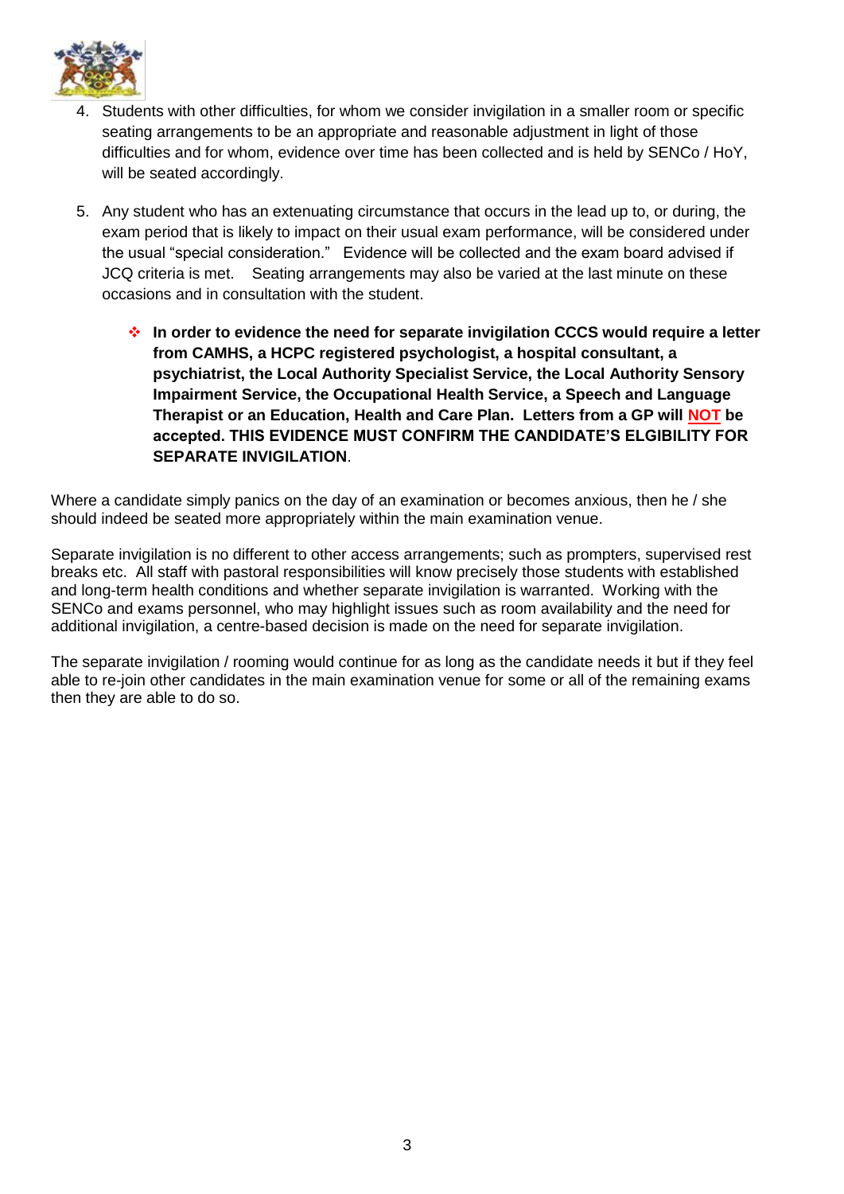4. Students with other difficulties, for whom we consider invigilation in a smaller room or specific seating arrangements to be an appropriate and reasonable adjustment in light of those difficulties and for whom, evidence over time has been collected and is held by SENCo / HoY, will be seated accordingly.

5. Any student who has an extenuating circumstance that occurs in the lead up to, or during, the exam period that is likely to impact on their usual exam performance, will be considered under the usual "special consideration." Evidence will be collected and the exam board advised if JCQ criteria is met. Seating arrangements may also be varied at the last minute on these occasions and in consultation with the student.

   - **In order to evidence the need for separate invigilation CCCS would require a letter from CAMHS, a HCPC registered psychologist, a hospital consultant, a psychiatrist, the Local Authority Specialist Service, the Local Authority Sensory Impairment Service, the Occupational Health Service, a Speech and Language Therapist or an Education, Health and Care Plan. Letters from a GP will NOT be accepted. THIS EVIDENCE MUST CONFIRM THE CANDIDATE'S ELGIBILITY FOR SEPARATE INVIGILATION**.

Where a candidate simply panics on the day of an examination or becomes anxious, then he / she should indeed be seated more appropriately within the main examination venue.

Separate invigilation is no different to other access arrangements; such as prompters, supervised rest breaks etc. All staff with pastoral responsibilities will know precisely those students with established and long-term health conditions and whether separate invigilation is warranted. Working with the SENCo and exams personnel, who may highlight issues such as room availability and the need for additional invigilation, a centre-based decision is made on the need for separate invigilation.

The separate invigilation / rooming would continue for as long as the candidate needs it but if they feel able to re-join other candidates in the main examination venue for some or all of the remaining exams then they are able to do so.